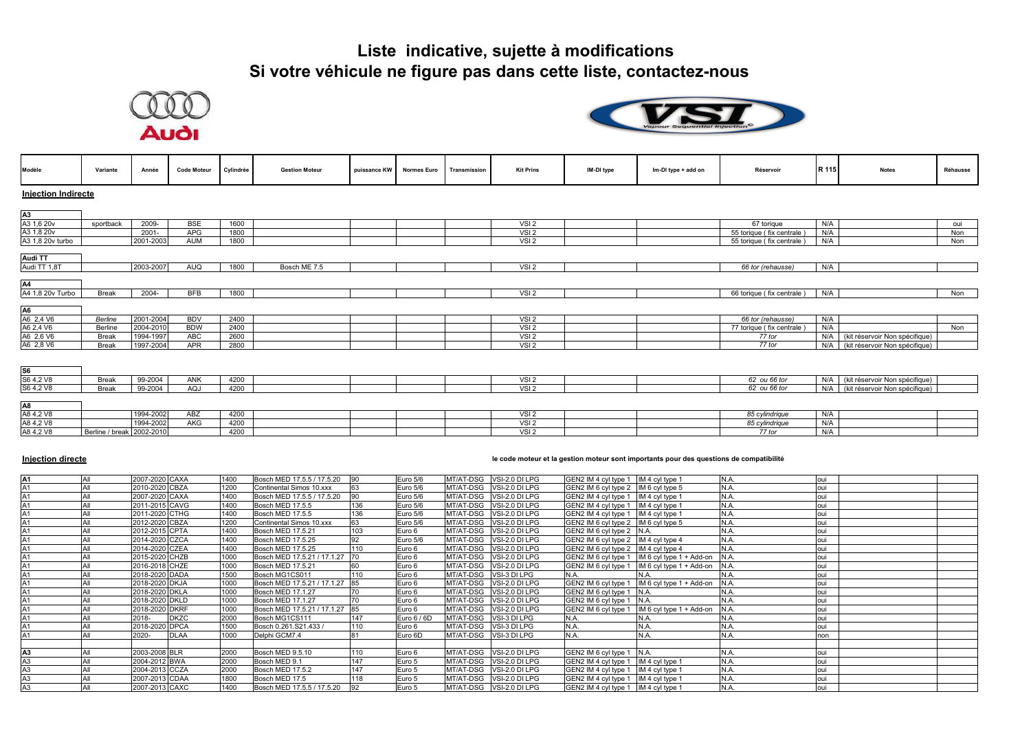# Liste indicative, sujette à modifications
# Si votre véhicule ne figure pas dans cette liste, contactez-nous

## Injection Indirecte

| Modèle | Variante | Année | Code Moteur | Cylindrée | Gestion Moteur | puissance KW | Normes Euro | Transmission | Kit Prins | IM-DI type | Im-DI type + add on | Réservoir | R 115 | Notes | Réhausse |
|---|---|---|---|---|---|---|---|---|---|---|---|---|---|---|---|
| **A3** | | | | | | | | | | | | | | | |
| A3 1,6 20v | sportback | 2009- | BSE | 1600 | | | | | VSI 2 | | | 67 torique | N/A | | oui |
| A3 1,8 20v | | 2001- | APG | 1800 | | | | | VSI 2 | | | 55 torique ( fix centrale ) | N/A | | Non |
| A3 1,8 20v turbo | | 2001-2003 | AUM | 1800 | | | | | VSI 2 | | | 55 torique ( fix centrale ) | N/A | | Non |
| **Audi TT** | | | | | | | | | | | | | | | |
| Audi TT 1,8T | | 2003-2007 | AUQ | 1800 | Bosch ME 7.5 | | | | VSI 2 | | | *66 tor (rehausse)* | N/A | | |
| **A4** | | | | | | | | | | | | | | | |
| A4 1,8 20v Turbo | Break | 2004- | BFB | 1800 | | | | | VSI 2 | | | 66 torique ( fix centrale ) | N/A | | Non |
| **A6** | | | | | | | | | | | | | | | |
| A6 2,4 V6 | *Berline* | 2001-2004 | BDV | 2400 | | | | | VSI 2 | | | *66 tor (rehausse)* | N/A | | |
| A6 2,4 V6 | Berline | 2004-2010 | BDW | 2400 | | | | | VSI 2 | | | 77 torique ( fix centrale ) | N/A | | Non |
| A6 2,6 V6 | Break | 1994-1997 | ABC | 2600 | | | | | VSI 2 | | | *77 tor* | N/A | (kit réservoir Non spécifique) | |
| A6 2,8 V6 | Break | 1997-2004 | APR | 2800 | | | | | VSI 2 | | | *77 tor* | N/A | (kit réservoir Non spécifique) | |
| **S6** | | | | | | | | | | | | | | | |
| S6 4,2 V8 | Break | 99-2004 | ANK | 4200 | | | | | VSI 2 | | | *62 ou 66 tor* | N/A | (kit réservoir Non spécifique) | |
| S6 4,2 V8 | Break | 99-2004 | AQJ | 4200 | | | | | VSI 2 | | | *62 ou 66 tor* | N/A | (kit réservoir Non spécifique) | |
| **A8** | | | | | | | | | | | | | | | |
| A8 4,2 V8 | | 1994-2002 | ABZ | 4200 | | | | | VSI 2 | | | *85 cylindrique* | N/A | | |
| A8 4,2 V8 | | 1994-2002 | AKG | 4200 | | | | | VSI 2 | | | *85 cylindrique* | N/A | | |
| A8 4,2 V8 | Berline / break | 2002-2010 | | 4200 | | | | | VSI 2 | | | *77 tor* | N/A | | |

## Injection directe

**le code moteur et la gestion moteur sont importants pour des questions de compatibilité**

| Modèle | Variante | Année | Code Moteur | Cylindrée | Gestion Moteur | puissance KW | Normes Euro | Transmission | Kit Prins | IM-DI type | Im-DI type + add on | Réservoir | R 115 | Notes | Réhausse |
|---|---|---|---|---|---|---|---|---|---|---|---|---|---|---|---|
| **A1** | All | 2007-2020 | CAXA | 1400 | Bosch MED 17.5.5 / 17.5.20 | 90 | Euro 5/6 | MT/AT-DSG | VSI-2.0 DI LPG | GEN2 IM 4 cyl type 1 | IM 4 cyl type 1 | N.A. | oui | | |
| A1 | All | 2010-2020 | CBZA | 1200 | Continental Simos 10.xxx | 63 | Euro 5/6 | MT/AT-DSG | VSI-2.0 DI LPG | GEN2 IM 6 cyl type 2 | IM 6 cyl type 5 | N.A. | oui | | |
| A1 | All | 2007-2020 | CAXA | 1400 | Bosch MED 17.5.5 / 17.5.20 | 90 | Euro 5/6 | MT/AT-DSG | VSI-2.0 DI LPG | GEN2 IM 4 cyl type 1 | IM 4 cyl type 1 | N.A. | oui | | |
| A1 | All | 2011-2015 | CAVG | 1400 | Bosch MED 17.5.5 | 136 | Euro 5/6 | MT/AT-DSG | VSI-2.0 DI LPG | GEN2 IM 4 cyl type 1 | IM 4 cyl type 1 | N.A. | oui | | |
| A1 | All | 2011-2020 | CTHG | 1400 | Bosch MED 17.5.5 | 136 | Euro 5/6 | MT/AT-DSG | VSI-2.0 DI LPG | GEN2 IM 4 cyl type 1 | IM 4 cyl type 1 | N.A. | oui | | |
| A1 | All | 2012-2020 | CBZA | 1200 | Continental Simos 10.xxx | 63 | Euro 5/6 | MT/AT-DSG | VSI-2.0 DI LPG | GEN2 IM 6 cyl type 2 | IM 6 cyl type 5 | N.A. | oui | | |
| A1 | All | 2012-2015 | CPTA | 1400 | Bosch MED 17.5.21 | 103 | Euro 6 | MT/AT-DSG | VSI-2.0 DI LPG | GEN2 IM 6 cyl type 2 | N.A. | N.A. | oui | | |
| A1 | All | 2014-2020 | CZCA | 1400 | Bosch MED 17.5.25 | 92 | Euro 5/6 | MT/AT-DSG | VSI-2.0 DI LPG | GEN2 IM 6 cyl type 2 | IM 4 cyl type 4 | N.A. | oui | | |
| A1 | All | 2014-2020 | CZEA | 1400 | Bosch MED 17.5.25 | 110 | Euro 6 | MT/AT-DSG | VSI-2.0 DI LPG | GEN2 IM 6 cyl type 2 | IM 4 cyl type 4 | N.A. | oui | | |
| A1 | All | 2015-2020 | CHZB | 1000 | Bosch MED 17.5.21 / 17.1.27 | 70 | Euro 6 | MT/AT-DSG | VSI-2.0 DI LPG | GEN2 IM 6 cyl type 1 | IM 6 cyl type 1 + Add-on | N.A. | oui | | |
| A1 | All | 2016-2018 | CHZE | 1000 | Bosch MED 17.5.21 | 60 | Euro 6 | MT/AT-DSG | VSI-2.0 DI LPG | GEN2 IM 6 cyl type 1 | IM 6 cyl type 1 + Add-on | N.A. | oui | | |
| A1 | All | 2018-2020 | DADA | 1500 | Bosch MG1CS011 | 110 | Euro 6 | MT/AT-DSG | VSI-3 DI LPG | N.A. | N.A. | N.A. | oui | | |
| A1 | All | 2018-2020 | DKJA | 1000 | Bosch MED 17.5.21 / 17.1.27 | 85 | Euro 6 | MT/AT-DSG | VSI-2.0 DI LPG | GEN2 IM 6 cyl type 1 | IM 6 cyl type 1 + Add-on | N.A. | oui | | |
| A1 | All | 2018-2020 | DKLA | 1000 | Bosch MED 17.1.27 | 70 | Euro 6 | MT/AT-DSG | VSI-2.0 DI LPG | GEN2 IM 6 cyl type 1 | N.A. | N.A. | oui | | |
| A1 | All | 2018-2020 | DKLD | 1000 | Bosch MED 17.1.27 | 70 | Euro 6 | MT/AT-DSG | VSI-2.0 DI LPG | GEN2 IM 6 cyl type 1 | N.A. | N.A. | oui | | |
| A1 | All | 2018-2020 | DKRF | 1000 | Bosch MED 17.5.21 / 17.1.27 | 85 | Euro 6 | MT/AT-DSG | VSI-2.0 DI LPG | GEN2 IM 6 cyl type 1 | IM 6 cyl type 1 + Add-on | N.A. | oui | | |
| A1 | All | 2018- | DKZC | 2000 | Bosch MG1CS111 | 147 | Euro 6 / 6D | MT/AT-DSG | VSI-3 DI LPG | N.A. | N.A. | N.A. | oui | | |
| A1 | All | 2018-2020 | DPCA | 1500 | Bosch 0.261.S21.433 / | 110 | Euro 6 | MT/AT-DSG | VSI-3 DI LPG | N.A. | N.A. | N.A. | oui | | |
| A1 | All | 2020- | DLAA | 1000 | Delphi GCM7.4 | 81 | Euro 6D | MT/AT-DSG | VSI-3 DI LPG | N.A. | N.A. | N.A. | non | | |
| **A3** | All | 2003-2008 | BLR | 2000 | Bosch MED 9.5.10 | 110 | Euro 6 | MT/AT-DSG | VSI-2.0 DI LPG | GEN2 IM 6 cyl type 1 | N.A. | N.A. | oui | | |
| A3 | All | 2004-2012 | BWA | 2000 | Bosch MED 9.1 | 147 | Euro 5 | MT/AT-DSG | VSI-2.0 DI LPG | GEN2 IM 4 cyl type 1 | IM 4 cyl type 1 | N.A. | oui | | |
| A3 | All | 2004-2013 | CCZA | 2000 | Bosch MED 17.5.2 | 147 | Euro 5 | MT/AT-DSG | VSI-2.0 DI LPG | GEN2 IM 4 cyl type 1 | IM 4 cyl type 1 | N.A. | oui | | |
| A3 | All | 2007-2013 | CDAA | 1800 | Bosch MED 17.5 | 118 | Euro 5 | MT/AT-DSG | VSI-2.0 DI LPG | GEN2 IM 4 cyl type 1 | IM 4 cyl type 1 | N.A. | oui | | |
| A3 | All | 2007-2013 | CAXC | 1400 | Bosch MED 17.5.5 / 17.5.20 | 92 | Euro 5 | MT/AT-DSG | VSI-2.0 DI LPG | GEN2 IM 4 cyl type 1 | IM 4 cyl type 1 | N.A. | oui | | |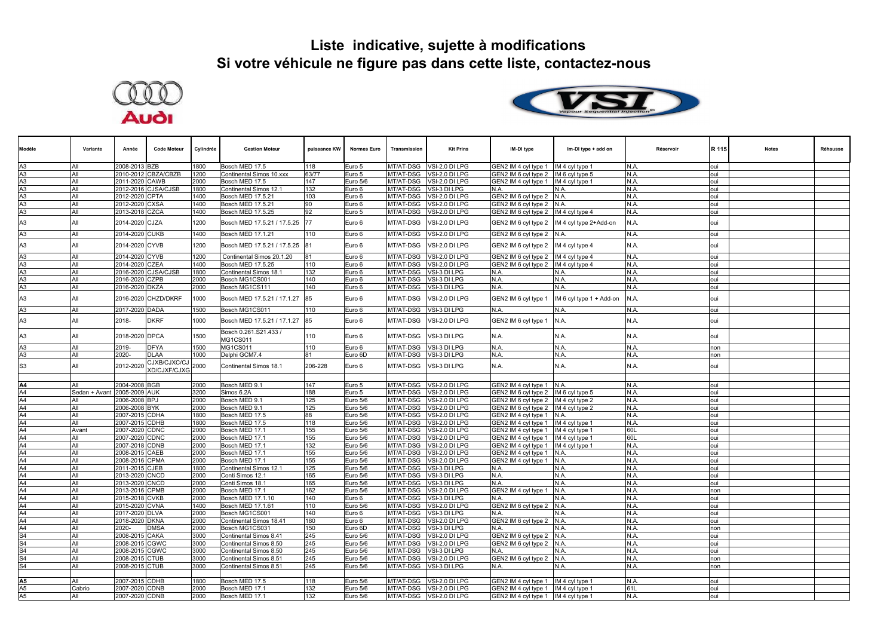# Liste indicative, sujette à modifications
# Si votre véhicule ne figure pas dans cette liste, contactez-nous

| Modèle | Variante | Année | Code Moteur | Cylindrée | Gestion Moteur | puissance KW | Normes Euro | Transmission | Kit Prins | IM-DI type | Im-DI type + add on | Réservoir | R 115 | Notes | Réhausse |
|---|---|---|---|---|---|---|---|---|---|---|---|---|---|---|---|
| A3 | All | 2008-2013 | BZB | 1800 | Bosch MED 17.5 | 118 | Euro 5 | MT/AT-DSG | VSI-2.0 DI LPG | GEN2 IM 4 cyl type 1 | IM 4 cyl type 1 | N.A. | oui | | |
| A3 | All | 2010-2012 | CBZA/CBZB | 1200 | Continental Simos 10.xxx | 63/77 | Euro 5 | MT/AT-DSG | VSI-2.0 DI LPG | GEN2 IM 6 cyl type 2 | IM 6 cyl type 5 | N.A. | oui | | |
| A3 | All | 2011-2020 | CAWB | 2000 | Bosch MED 17.5 | 147 | Euro 5/6 | MT/AT-DSG | VSI-2.0 DI LPG | GEN2 IM 4 cyl type 1 | IM 4 cyl type 1 | N.A. | oui | | |
| A3 | All | 2012-2016 | CJSA/CJSB | 1800 | Continental Simos 12.1 | 132 | Euro 6 | MT/AT-DSG | VSI-3 DI LPG | N.A. | N.A. | N.A. | oui | | |
| A3 | All | 2012-2020 | CPTA | 1400 | Bosch MED 17.5.21 | 103 | Euro 6 | MT/AT-DSG | VSI-2.0 DI LPG | GEN2 IM 6 cyl type 2 | N.A. | N.A. | oui | | |
| A3 | All | 2012-2020 | CXSA | 1400 | Bosch MED 17.5.21 | 90 | Euro 6 | MT/AT-DSG | VSI-2.0 DI LPG | GEN2 IM 6 cyl type 2 | N.A. | N.A. | oui | | |
| A3 | All | 2013-2018 | CZCA | 1400 | Bosch MED 17.5.25 | 92 | Euro 5 | MT/AT-DSG | VSI-2.0 DI LPG | GEN2 IM 6 cyl type 2 | IM 4 cyl type 4 | N.A. | oui | | |
| A3 | All | 2014-2020 | CJZA | 1200 | Bosch MED 17.5.21 / 17.5.25 | 77 | Euro 6 | MT/AT-DSG | VSI-2.0 DI LPG | GEN2 IM 6 cyl type 2 | IM 4 cyl type 2+Add-on | N.A. | oui | | |
| A3 | All | 2014-2020 | CUKB | 1400 | Bosch MED 17.1.21 | 110 | Euro 6 | MT/AT-DSG | VSI-2.0 DI LPG | GEN2 IM 6 cyl type 2 | N.A. | N.A. | oui | | |
| A3 | All | 2014-2020 | CYVB | 1200 | Bosch MED 17.5.21 / 17.5.25 | 81 | Euro 6 | MT/AT-DSG | VSI-2.0 DI LPG | GEN2 IM 6 cyl type 2 | IM 4 cyl type 4 | N.A. | oui | | |
| A3 | All | 2014-2020 | CYVB | 1200 | Continental Simos 20.1.20 | 81 | Euro 6 | MT/AT-DSG | VSI-2.0 DI LPG | GEN2 IM 6 cyl type 2 | IM 4 cyl type 4 | N.A. | oui | | |
| A3 | All | 2014-2020 | CZEA | 1400 | Bosch MED 17.5.25 | 110 | Euro 6 | MT/AT-DSG | VSI-2.0 DI LPG | GEN2 IM 6 cyl type 2 | IM 4 cyl type 4 | N.A. | oui | | |
| A3 | All | 2016-2020 | CJSA/CJSB | 1800 | Continental Simos 18.1 | 132 | Euro 6 | MT/AT-DSG | VSI-3 DI LPG | N.A. | N.A. | N.A. | oui | | |
| A3 | All | 2016-2020 | CZPB | 2000 | Bosch MG1CS001 | 140 | Euro 6 | MT/AT-DSG | VSI-3 DI LPG | N.A. | N.A. | N.A. | oui | | |
| A3 | All | 2016-2020 | DKZA | 2000 | Bosch MG1CS111 | 140 | Euro 6 | MT/AT-DSG | VSI-3 DI LPG | N.A. | N.A. | N.A. | oui | | |
| A3 | All | 2016-2020 | CHZD/DKRF | 1000 | Bosch MED 17.5.21 / 17.1.27 | 85 | Euro 6 | MT/AT-DSG | VSI-2.0 DI LPG | GEN2 IM 6 cyl type 1 | IM 6 cyl type 1 + Add-on | N.A. | oui | | |
| A3 | All | 2017-2020 | DADA | 1500 | Bosch MG1CS011 | 110 | Euro 6 | MT/AT-DSG | VSI-3 DI LPG | N.A. | N.A. | N.A. | oui | | |
| A3 | All | 2018- | DKRF | 1000 | Bosch MED 17.5.21 / 17.1.27 | 85 | Euro 6 | MT/AT-DSG | VSI-2.0 DI LPG | GEN2 IM 6 cyl type 1 | N.A. | N.A. | oui | | |
| A3 | All | 2018-2020 | DPCA | 1500 | Bosch 0.261.S21.433 / MG1CS011 | 110 | Euro 6 | MT/AT-DSG | VSI-3 DI LPG | N.A. | N.A. | N.A. | oui | | |
| A3 | All | 2019- | DFYA | 1500 | MG1CS011 | 110 | Euro 6 | MT/AT-DSG | VSI-3 DI LPG | N.A. | N.A. | N.A. | non | | |
| A3 | All | 2020- | DLAA | 1000 | Delphi GCM7.4 | 81 | Euro 6D | MT/AT-DSG | VSI-3 DI LPG | N.A. | N.A. | N.A. | non | | |
| S3 | All | 2012-2020 | CJXB/CJXC/CJXD/CJXF/CJXG | 2000 | Continental Simos 18.1 | 206-228 | Euro 6 | MT/AT-DSG | VSI-3 DI LPG | N.A. | N.A. | N.A. | oui | | |
| | | | | | | | | | | | | | | | |
| **A4** | All | 2004-2008 | BGB | 2000 | Bosch MED 9.1 | 147 | Euro 5 | MT/AT-DSG | VSI-2.0 DI LPG | GEN2 IM 4 cyl type 1 | N.A. | N.A. | oui | | |
| A4 | Sedan + Avant | 2005-2009 | AUK | 3200 | Simos 6.2A | 188 | Euro 5 | MT/AT-DSG | VSI-2.0 DI LPG | GEN2 IM 6 cyl type 2 | IM 6 cyl type 5 | N.A. | oui | | |
| A4 | All | 2006-2008 | BPJ | 2000 | Bosch MED 9.1 | 125 | Euro 5/6 | MT/AT-DSG | VSI-2.0 DI LPG | GEN2 IM 6 cyl type 2 | IM 4 cyl type 2 | N.A. | oui | | |
| A4 | All | 2006-2008 | BYK | 2000 | Bosch MED 9.1 | 125 | Euro 5/6 | MT/AT-DSG | VSI-2.0 DI LPG | GEN2 IM 6 cyl type 2 | IM 4 cyl type 2 | N.A. | oui | | |
| A4 | All | 2007-2015 | CDHA | 1800 | Bosch MED 17.5 | 88 | Euro 5/6 | MT/AT-DSG | VSI-2.0 DI LPG | GEN2 IM 4 cyl type 1 | N.A. | N.A. | oui | | |
| A4 | All | 2007-2015 | CDHB | 1800 | Bosch MED 17.5 | 118 | Euro 5/6 | MT/AT-DSG | VSI-2.0 DI LPG | GEN2 IM 4 cyl type 1 | IM 4 cyl type 1 | N.A. | oui | | |
| A4 | Avant | 2007-2020 | CDNC | 2000 | Bosch MED 17.1 | 155 | Euro 5/6 | MT/AT-DSG | VSI-2.0 DI LPG | GEN2 IM 4 cyl type 1 | IM 4 cyl type 1 | 60L | oui | | |
| A4 | All | 2007-2020 | CDNC | 2000 | Bosch MED 17.1 | 155 | Euro 5/6 | MT/AT-DSG | VSI-2.0 DI LPG | GEN2 IM 4 cyl type 1 | IM 4 cyl type 1 | 60L | oui | | |
| A4 | All | 2007-2018 | CDNB | 2000 | Bosch MED 17.1 | 132 | Euro 5/6 | MT/AT-DSG | VSI-2.0 DI LPG | GEN2 IM 4 cyl type 1 | IM 4 cyl type 1 | N.A. | oui | | |
| A4 | All | 2008-2015 | CAEB | 2000 | Bosch MED 17.1 | 155 | Euro 5/6 | MT/AT-DSG | VSI-2.0 DI LPG | GEN2 IM 4 cyl type 1 | N.A. | N.A. | oui | | |
| A4 | All | 2008-2016 | CPMA | 2000 | Bosch MED 17.1 | 155 | Euro 5/6 | MT/AT-DSG | VSI-2.0 DI LPG | GEN2 IM 4 cyl type 1 | N.A. | N.A. | oui | | |
| A4 | All | 2011-2015 | CJEB | 1800 | Continental Simos 12.1 | 125 | Euro 5/6 | MT/AT-DSG | VSI-3 DI LPG | N.A. | N.A. | N.A. | oui | | |
| A4 | All | 2013-2020 | CNCD | 2000 | Conti Simos 12.1 | 165 | Euro 5/6 | MT/AT-DSG | VSI-3 DI LPG | N.A. | N.A. | N.A. | oui | | |
| A4 | All | 2013-2020 | CNCD | 2000 | Conti Simos 18.1 | 165 | Euro 5/6 | MT/AT-DSG | VSI-3 DI LPG | N.A. | N.A. | N.A. | oui | | |
| A4 | All | 2013-2016 | CPMB | 2000 | Bosch MED 17.1 | 162 | Euro 5/6 | MT/AT-DSG | VSI-2.0 DI LPG | GEN2 IM 4 cyl type 1 | N.A. | N.A. | non | | |
| A4 | All | 2015-2018 | CVKB | 2000 | Bosch MED 17.1.10 | 140 | Euro 6 | MT/AT-DSG | VSI-3 DI LPG | N.A. | N.A. | N.A. | oui | | |
| A4 | All | 2015-2020 | CVNA | 1400 | Bosch MED 17.1.61 | 110 | Euro 5/6 | MT/AT-DSG | VSI-2.0 DI LPG | GEN2 IM 6 cyl type 2 | N.A. | N.A. | oui | | |
| A4 | All | 2017-2020 | DLVA | 2000 | Bosch MG1CS001 | 140 | Euro 6 | MT/AT-DSG | VSI-3 DI LPG | N.A. | N.A. | N.A. | oui | | |
| A4 | All | 2018-2020 | DKNA | 2000 | Continental Simos 18.41 | 180 | Euro 6 | MT/AT-DSG | VSI-2.0 DI LPG | GEN2 IM 6 cyl type 2 | N.A. | N.A. | oui | | |
| A4 | All | 2020- | DMSA | 2000 | Bosch MG1CS031 | 150 | Euro 6D | MT/AT-DSG | VSI-3 DI LPG | N.A. | N.A. | N.A. | non | | |
| S4 | All | 2008-2015 | CAKA | 3000 | Continental Simos 8.41 | 245 | Euro 5/6 | MT/AT-DSG | VSI-2.0 DI LPG | GEN2 IM 6 cyl type 2 | N.A. | N.A. | oui | | |
| S4 | All | 2008-2015 | CGWC | 3000 | Continental Simos 8.50 | 245 | Euro 5/6 | MT/AT-DSG | VSI-2.0 DI LPG | GEN2 IM 6 cyl type 2 | N.A. | N.A. | oui | | |
| S4 | All | 2008-2015 | CGWC | 3000 | Continental Simos 8.50 | 245 | Euro 5/6 | MT/AT-DSG | VSI-3 DI LPG | N.A. | N.A. | N.A. | oui | | |
| S4 | All | 2008-2015 | CTUB | 3000 | Continental Simos 8.51 | 245 | Euro 5/6 | MT/AT-DSG | VSI-2.0 DI LPG | GEN2 IM 6 cyl type 2 | N.A. | N.A. | non | | |
| S4 | All | 2008-2015 | CTUB | 3000 | Continental Simos 8.51 | 245 | Euro 5/6 | MT/AT-DSG | VSI-3 DI LPG | N.A. | N.A. | N.A. | non | | |
| | | | | | | | | | | | | | | | |
| **A5** | All | 2007-2015 | CDHB | 1800 | Bosch MED 17.5 | 118 | Euro 5/6 | MT/AT-DSG | VSI-2.0 DI LPG | GEN2 IM 4 cyl type 1 | IM 4 cyl type 1 | N.A. | oui | | |
| A5 | Cabrio | 2007-2020 | CDNB | 2000 | Bosch MED 17.1 | 132 | Euro 5/6 | MT/AT-DSG | VSI-2.0 DI LPG | GEN2 IM 4 cyl type 1 | IM 4 cyl type 1 | 61L | oui | | |
| A5 | All | 2007-2020 | CDNB | 2000 | Bosch MED 17.1 | 132 | Euro 5/6 | MT/AT-DSG | VSI-2.0 DI LPG | GEN2 IM 4 cyl type 1 | IM 4 cyl type 1 | N.A. | oui | | |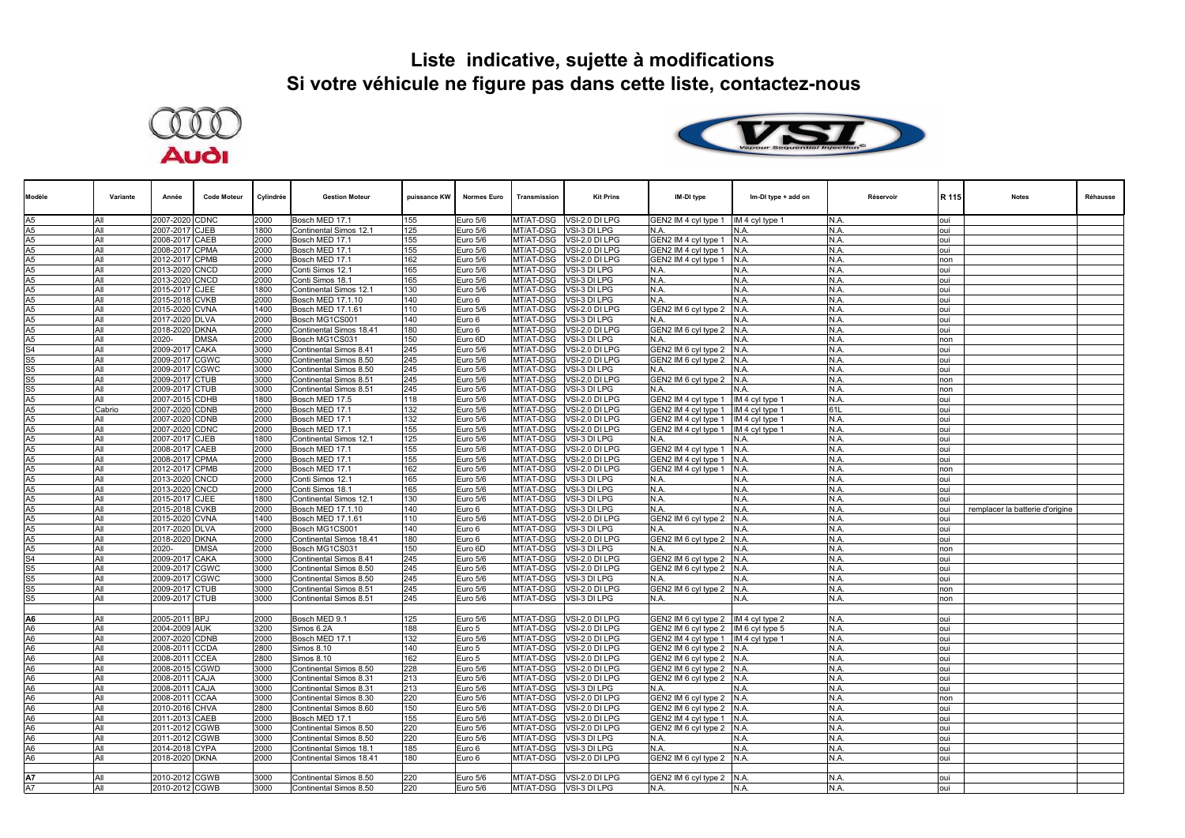# Liste indicative, sujette à modifications
# Si votre véhicule ne figure pas dans cette liste, contactez-nous

| Modèle | Variante | Année | Code Moteur | Cylindrée | Gestion Moteur | puissance KW | Normes Euro | Transmission | Kit Prins | IM-DI type | Im-DI type + add on | Réservoir | R 115 | Notes | Réhausse |
|---|---|---|---|---|---|---|---|---|---|---|---|---|---|---|---|
| A5 | All | 2007-2020 | CDNC | 2000 | Bosch MED 17.1 | 155 | Euro 5/6 | MT/AT-DSG | VSI-2.0 DI LPG | GEN2 IM 4 cyl type 1 | IM 4 cyl type 1 | N.A. | oui | | |
| A5 | All | 2007-2017 | CJEB | 1800 | Continental Simos 12.1 | 125 | Euro 5/6 | MT/AT-DSG | VSI-3 DI LPG | N.A. | N.A. | N.A. | oui | | |
| A5 | All | 2008-2017 | CAEB | 2000 | Bosch MED 17.1 | 155 | Euro 5/6 | MT/AT-DSG | VSI-2.0 DI LPG | GEN2 IM 4 cyl type 1 | N.A. | N.A. | oui | | |
| A5 | All | 2008-2017 | CPMA | 2000 | Bosch MED 17.1 | 155 | Euro 5/6 | MT/AT-DSG | VSI-2.0 DI LPG | GEN2 IM 4 cyl type 1 | N.A. | N.A. | oui | | |
| A5 | All | 2012-2017 | CPMB | 2000 | Bosch MED 17.1 | 162 | Euro 5/6 | MT/AT-DSG | VSI-2.0 DI LPG | GEN2 IM 4 cyl type 1 | N.A. | N.A. | non | | |
| A5 | All | 2013-2020 | CNCD | 2000 | Conti Simos 12.1 | 165 | Euro 5/6 | MT/AT-DSG | VSI-3 DI LPG | N.A. | N.A. | N.A. | oui | | |
| A5 | All | 2013-2020 | CNCD | 2000 | Conti Simos 18.1 | 165 | Euro 5/6 | MT/AT-DSG | VSI-3 DI LPG | N.A. | N.A. | N.A. | oui | | |
| A5 | All | 2015-2017 | CJEE | 1800 | Continental Simos 12.1 | 130 | Euro 5/6 | MT/AT-DSG | VSI-3 DI LPG | N.A. | N.A. | N.A. | oui | | |
| A5 | All | 2015-2018 | CVKB | 2000 | Bosch MED 17.1.10 | 140 | Euro 6 | MT/AT-DSG | VSI-3 DI LPG | N.A. | N.A. | N.A. | oui | | |
| A5 | All | 2015-2020 | CVNA | 1400 | Bosch MED 17.1.61 | 110 | Euro 5/6 | MT/AT-DSG | VSI-2.0 DI LPG | GEN2 IM 6 cyl type 2 | N.A. | N.A. | oui | | |
| A5 | All | 2017-2020 | DLVA | 2000 | Bosch MG1CS001 | 140 | Euro 6 | MT/AT-DSG | VSI-3 DI LPG | N.A. | N.A. | N.A. | oui | | |
| A5 | All | 2018-2020 | DKNA | 2000 | Continental Simos 18.41 | 180 | Euro 6 | MT/AT-DSG | VSI-2.0 DI LPG | GEN2 IM 6 cyl type 2 | N.A. | N.A. | oui | | |
| A5 | All | 2020- | DMSA | 2000 | Bosch MG1CS031 | 150 | Euro 6D | MT/AT-DSG | VSI-3 DI LPG | N.A. | N.A. | N.A. | non | | |
| S4 | All | 2009-2017 | CAKA | 3000 | Continental Simos 8.41 | 245 | Euro 5/6 | MT/AT-DSG | VSI-2.0 DI LPG | GEN2 IM 6 cyl type 2 | N.A. | N.A. | oui | | |
| S5 | All | 2009-2017 | CGWC | 3000 | Continental Simos 8.50 | 245 | Euro 5/6 | MT/AT-DSG | VSI-2.0 DI LPG | GEN2 IM 6 cyl type 2 | N.A. | N.A. | oui | | |
| S5 | All | 2009-2017 | CGWC | 3000 | Continental Simos 8.50 | 245 | Euro 5/6 | MT/AT-DSG | VSI-3 DI LPG | N.A. | N.A. | N.A. | oui | | |
| S5 | All | 2009-2017 | CTUB | 3000 | Continental Simos 8.51 | 245 | Euro 5/6 | MT/AT-DSG | VSI-2.0 DI LPG | GEN2 IM 6 cyl type 2 | N.A. | N.A. | non | | |
| S5 | All | 2009-2017 | CTUB | 3000 | Continental Simos 8.51 | 245 | Euro 5/6 | MT/AT-DSG | VSI-3 DI LPG | N.A. | N.A. | N.A. | non | | |
| A5 | All | 2007-2015 | CDHB | 1800 | Bosch MED 17.5 | 118 | Euro 5/6 | MT/AT-DSG | VSI-2.0 DI LPG | GEN2 IM 4 cyl type 1 | IM 4 cyl type 1 | N.A. | oui | | |
| A5 | Cabrio | 2007-2020 | CDNB | 2000 | Bosch MED 17.1 | 132 | Euro 5/6 | MT/AT-DSG | VSI-2.0 DI LPG | GEN2 IM 4 cyl type 1 | IM 4 cyl type 1 | 61L | oui | | |
| A5 | All | 2007-2020 | CDNB | 2000 | Bosch MED 17.1 | 132 | Euro 5/6 | MT/AT-DSG | VSI-2.0 DI LPG | GEN2 IM 4 cyl type 1 | IM 4 cyl type 1 | N.A. | oui | | |
| A5 | All | 2007-2020 | CDNC | 2000 | Bosch MED 17.1 | 155 | Euro 5/6 | MT/AT-DSG | VSI-2.0 DI LPG | GEN2 IM 4 cyl type 1 | IM 4 cyl type 1 | N.A. | oui | | |
| A5 | All | 2007-2017 | CJEB | 1800 | Continental Simos 12.1 | 125 | Euro 5/6 | MT/AT-DSG | VSI-3 DI LPG | N.A. | N.A. | N.A. | oui | | |
| A5 | All | 2008-2017 | CAEB | 2000 | Bosch MED 17.1 | 155 | Euro 5/6 | MT/AT-DSG | VSI-2.0 DI LPG | GEN2 IM 4 cyl type 1 | N.A. | N.A. | oui | | |
| A5 | All | 2008-2017 | CPMA | 2000 | Bosch MED 17.1 | 155 | Euro 5/6 | MT/AT-DSG | VSI-2.0 DI LPG | GEN2 IM 4 cyl type 1 | N.A. | N.A. | oui | | |
| A5 | All | 2012-2017 | CPMB | 2000 | Bosch MED 17.1 | 162 | Euro 5/6 | MT/AT-DSG | VSI-2.0 DI LPG | GEN2 IM 4 cyl type 1 | N.A. | N.A. | non | | |
| A5 | All | 2013-2020 | CNCD | 2000 | Conti Simos 12.1 | 165 | Euro 5/6 | MT/AT-DSG | VSI-3 DI LPG | N.A. | N.A. | N.A. | oui | | |
| A5 | All | 2013-2020 | CNCD | 2000 | Conti Simos 18.1 | 165 | Euro 5/6 | MT/AT-DSG | VSI-3 DI LPG | N.A. | N.A. | N.A. | oui | | |
| A5 | All | 2015-2017 | CJEE | 1800 | Continental Simos 12.1 | 130 | Euro 5/6 | MT/AT-DSG | VSI-3 DI LPG | N.A. | N.A. | N.A. | oui | | |
| A5 | All | 2015-2018 | CVKB | 2000 | Bosch MED 17.1.10 | 140 | Euro 6 | MT/AT-DSG | VSI-3 DI LPG | N.A. | N.A. | N.A. | oui | remplacer la batterie d'origine | |
| A5 | All | 2015-2020 | CVNA | 1400 | Bosch MED 17.1.61 | 110 | Euro 5/6 | MT/AT-DSG | VSI-2.0 DI LPG | GEN2 IM 6 cyl type 2 | N.A. | N.A. | oui | | |
| A5 | All | 2017-2020 | DLVA | 2000 | Bosch MG1CS001 | 140 | Euro 6 | MT/AT-DSG | VSI-3 DI LPG | N.A. | N.A. | N.A. | oui | | |
| A5 | All | 2018-2020 | DKNA | 2000 | Continental Simos 18.41 | 180 | Euro 6 | MT/AT-DSG | VSI-2.0 DI LPG | GEN2 IM 6 cyl type 2 | N.A. | N.A. | oui | | |
| A5 | All | 2020- | DMSA | 2000 | Bosch MG1CS031 | 150 | Euro 6D | MT/AT-DSG | VSI-3 DI LPG | N.A. | N.A. | N.A. | non | | |
| S4 | All | 2009-2017 | CAKA | 3000 | Continental Simos 8.41 | 245 | Euro 5/6 | MT/AT-DSG | VSI-2.0 DI LPG | GEN2 IM 6 cyl type 2 | N.A. | N.A. | oui | | |
| S5 | All | 2009-2017 | CGWC | 3000 | Continental Simos 8.50 | 245 | Euro 5/6 | MT/AT-DSG | VSI-2.0 DI LPG | GEN2 IM 6 cyl type 2 | N.A. | N.A. | oui | | |
| S5 | All | 2009-2017 | CGWC | 3000 | Continental Simos 8.50 | 245 | Euro 5/6 | MT/AT-DSG | VSI-3 DI LPG | N.A. | N.A. | N.A. | oui | | |
| S5 | All | 2009-2017 | CTUB | 3000 | Continental Simos 8.51 | 245 | Euro 5/6 | MT/AT-DSG | VSI-2.0 DI LPG | GEN2 IM 6 cyl type 2 | N.A. | N.A. | non | | |
| S5 | All | 2009-2017 | CTUB | 3000 | Continental Simos 8.51 | 245 | Euro 5/6 | MT/AT-DSG | VSI-3 DI LPG | N.A. | N.A. | N.A. | non | | |
| | | | | | | | | | | | | | | | |
| **A6** | All | 2005-2011 | BPJ | 2000 | Bosch MED 9.1 | 125 | Euro 5/6 | MT/AT-DSG | VSI-2.0 DI LPG | GEN2 IM 6 cyl type 2 | IM 4 cyl type 2 | N.A. | oui | | |
| A6 | All | 2004-2009 | AUK | 3200 | Simos 6.2A | 188 | Euro 5 | MT/AT-DSG | VSI-2.0 DI LPG | GEN2 IM 6 cyl type 2 | IM 6 cyl type 5 | N.A. | oui | | |
| A6 | All | 2007-2020 | CDNB | 2000 | Bosch MED 17.1 | 132 | Euro 5/6 | MT/AT-DSG | VSI-2.0 DI LPG | GEN2 IM 4 cyl type 1 | IM 4 cyl type 1 | N.A. | oui | | |
| A6 | All | 2008-2011 | CCDA | 2800 | Simos 8.10 | 140 | Euro 5 | MT/AT-DSG | VSI-2.0 DI LPG | GEN2 IM 6 cyl type 2 | N.A. | N.A. | oui | | |
| A6 | All | 2008-2011 | CCEA | 2800 | Simos 8.10 | 162 | Euro 5 | MT/AT-DSG | VSI-2.0 DI LPG | GEN2 IM 6 cyl type 2 | N.A. | N.A. | oui | | |
| A6 | All | 2008-2015 | CGWD | 3000 | Continental Simos 8.50 | 228 | Euro 5/6 | MT/AT-DSG | VSI-2.0 DI LPG | GEN2 IM 6 cyl type 2 | N.A. | N.A. | oui | | |
| A6 | All | 2008-2011 | CAJA | 3000 | Continental Simos 8.31 | 213 | Euro 5/6 | MT/AT-DSG | VSI-2.0 DI LPG | GEN2 IM 6 cyl type 2 | N.A. | N.A. | oui | | |
| A6 | All | 2008-2011 | CAJA | 3000 | Continental Simos 8.31 | 213 | Euro 5/6 | MT/AT-DSG | VSI-3 DI LPG | N.A. | N.A. | N.A. | oui | | |
| A6 | All | 2008-2011 | CCAA | 3000 | Continental Simos 8.30 | 220 | Euro 5/6 | MT/AT-DSG | VSI-2.0 DI LPG | GEN2 IM 6 cyl type 2 | N.A. | N.A. | non | | |
| A6 | All | 2010-2016 | CHVA | 2800 | Continental Simos 8.60 | 150 | Euro 5/6 | MT/AT-DSG | VSI-2.0 DI LPG | GEN2 IM 6 cyl type 2 | N.A. | N.A. | oui | | |
| A6 | All | 2011-2013 | CAEB | 2000 | Bosch MED 17.1 | 155 | Euro 5/6 | MT/AT-DSG | VSI-2.0 DI LPG | GEN2 IM 4 cyl type 1 | N.A. | N.A. | oui | | |
| A6 | All | 2011-2012 | CGWB | 3000 | Continental Simos 8.50 | 220 | Euro 5/6 | MT/AT-DSG | VSI-2.0 DI LPG | GEN2 IM 6 cyl type 2 | N.A. | N.A. | oui | | |
| A6 | All | 2011-2012 | CGWB | 3000 | Continental Simos 8.50 | 220 | Euro 5/6 | MT/AT-DSG | VSI-3 DI LPG | N.A. | N.A. | N.A. | oui | | |
| A6 | All | 2014-2018 | CYPA | 2000 | Continental Simos 18.1 | 185 | Euro 6 | MT/AT-DSG | VSI-3 DI LPG | N.A. | N.A. | N.A. | oui | | |
| A6 | All | 2018-2020 | DKNA | 2000 | Continental Simos 18.41 | 180 | Euro 6 | MT/AT-DSG | VSI-2.0 DI LPG | GEN2 IM 6 cyl type 2 | N.A. | N.A. | oui | | |
| | | | | | | | | | | | | | | | |
| **A7** | All | 2010-2012 | CGWB | 3000 | Continental Simos 8.50 | 220 | Euro 5/6 | MT/AT-DSG | VSI-2.0 DI LPG | GEN2 IM 6 cyl type 2 | N.A. | N.A. | oui | | |
| A7 | All | 2010-2012 | CGWB | 3000 | Continental Simos 8.50 | 220 | Euro 5/6 | MT/AT-DSG | VSI-3 DI LPG | N.A. | N.A. | N.A. | oui | | |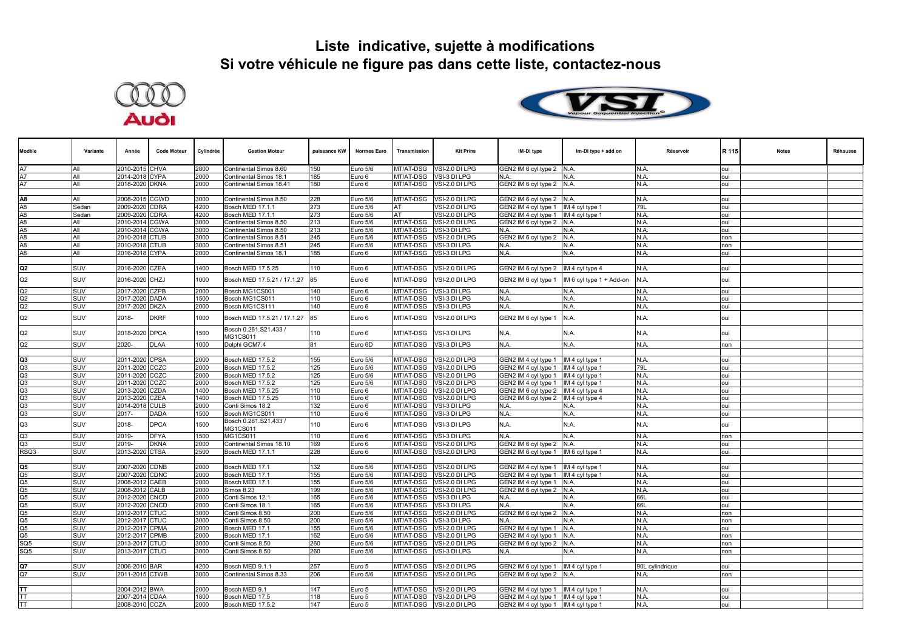# Liste indicative, sujette à modifications
# Si votre véhicule ne figure pas dans cette liste, contactez-nous

| Modèle | Variante | Année | Code Moteur | Cylindrée | Gestion Moteur | puissance KW | Normes Euro | Transmission | Kit Prins | IM-DI type | Im-DI type + add on | Réservoir | R 115 | Notes | Réhausse |
|---|---|---|---|---|---|---|---|---|---|---|---|---|---|---|---|
| A7 | All | 2010-2015 | CHVA | 2800 | Continental Simos 8.60 | 150 | Euro 5/6 | MT/AT-DSG | VSI-2.0 DI LPG | GEN2 IM 6 cyl type 2 | N.A. | N.A. | oui | | |
| A7 | All | 2014-2018 | CYPA | 2000 | Continental Simos 18.1 | 185 | Euro 6 | MT/AT-DSG | VSI-3 DI LPG | N.A. | N.A. | N.A. | oui | | |
| A7 | All | 2018-2020 | DKNA | 2000 | Continental Simos 18.41 | 180 | Euro 6 | MT/AT-DSG | VSI-2.0 DI LPG | GEN2 IM 6 cyl type 2 | N.A. | N.A. | oui | | |
| | | | | | | | | | | | | | | | |
| A8 | All | 2008-2015 | CGWD | 3000 | Continental Simos 8.50 | 228 | Euro 5/6 | MT/AT-DSG | VSI-2.0 DI LPG | GEN2 IM 6 cyl type 2 | N.A. | N.A. | oui | | |
| A8 | Sedan | 2009-2020 | CDRA | 4200 | Bosch MED 17.1.1 | 273 | Euro 5/6 | AT | VSI-2.0 DI LPG | GEN2 IM 4 cyl type 1 | IM 4 cyl type 1 | 79L | oui | | |
| A8 | Sedan | 2009-2020 | CDRA | 4200 | Bosch MED 17.1.1 | 273 | Euro 5/6 | AT | VSI-2.0 DI LPG | GEN2 IM 4 cyl type 1 | IM 4 cyl type 1 | N.A. | oui | | |
| A8 | All | 2010-2014 | CGWA | 3000 | Continental Simos 8.50 | 213 | Euro 5/6 | MT/AT-DSG | VSI-2.0 DI LPG | GEN2 IM 6 cyl type 2 | N.A. | N.A. | oui | | |
| A8 | All | 2010-2014 | CGWA | 3000 | Continental Simos 8.50 | 213 | Euro 5/6 | MT/AT-DSG | VSI-3 DI LPG | N.A. | N.A. | N.A. | oui | | |
| A8 | All | 2010-2018 | CTUB | 3000 | Continental Simos 8.51 | 245 | Euro 5/6 | MT/AT-DSG | VSI-2.0 DI LPG | GEN2 IM 6 cyl type 2 | N.A. | N.A. | non | | |
| A8 | All | 2010-2018 | CTUB | 3000 | Continental Simos 8.51 | 245 | Euro 5/6 | MT/AT-DSG | VSI-3 DI LPG | N.A. | N.A. | N.A. | non | | |
| A8 | All | 2016-2018 | CYPA | 2000 | Continental Simos 18.1 | 185 | Euro 6 | MT/AT-DSG | VSI-3 DI LPG | N.A. | N.A. | N.A. | oui | | |
| | | | | | | | | | | | | | | | |
| Q2 | SUV | 2016-2020 | CZEA | 1400 | Bosch MED 17.5.25 | 110 | Euro 6 | MT/AT-DSG | VSI-2.0 DI LPG | GEN2 IM 6 cyl type 2 | IM 4 cyl type 4 | N.A. | oui | | |
| Q2 | SUV | 2016-2020 | CHZJ | 1000 | Bosch MED 17.5.21 / 17.1.27 | 85 | Euro 6 | MT/AT-DSG | VSI-2.0 DI LPG | GEN2 IM 6 cyl type 1 | IM 6 cyl type 1 + Add-on | N.A. | oui | | |
| Q2 | SUV | 2017-2020 | CZPB | 2000 | Bosch MG1CS001 | 140 | Euro 6 | MT/AT-DSG | VSI-3 DI LPG | N.A. | N.A. | N.A. | oui | | |
| Q2 | SUV | 2017-2020 | DADA | 1500 | Bosch MG1CS011 | 110 | Euro 6 | MT/AT-DSG | VSI-3 DI LPG | N.A. | N.A. | N.A. | oui | | |
| Q2 | SUV | 2017-2020 | DKZA | 2000 | Bosch MG1CS111 | 140 | Euro 6 | MT/AT-DSG | VSI-3 DI LPG | N.A. | N.A. | N.A. | oui | | |
| Q2 | SUV | 2018- | DKRF | 1000 | Bosch MED 17.5.21 / 17.1.27 | 85 | Euro 6 | MT/AT-DSG | VSI-2.0 DI LPG | GEN2 IM 6 cyl type 1 | N.A. | N.A. | oui | | |
| Q2 | SUV | 2018-2020 | DPCA | 1500 | Bosch 0.261.S21.433 / MG1CS011 | 110 | Euro 6 | MT/AT-DSG | VSI-3 DI LPG | N.A. | N.A. | N.A. | oui | | |
| Q2 | SUV | 2020- | DLAA | 1000 | Delphi GCM7.4 | 81 | Euro 6D | MT/AT-DSG | VSI-3 DI LPG | N.A. | N.A. | N.A. | non | | |
| | | | | | | | | | | | | | | | |
| Q3 | SUV | 2011-2020 | CPSA | 2000 | Bosch MED 17.5.2 | 155 | Euro 5/6 | MT/AT-DSG | VSI-2.0 DI LPG | GEN2 IM 4 cyl type 1 | IM 4 cyl type 1 | N.A. | oui | | |
| Q3 | SUV | 2011-2020 | CCZC | 2000 | Bosch MED 17.5.2 | 125 | Euro 5/6 | MT/AT-DSG | VSI-2.0 DI LPG | GEN2 IM 4 cyl type 1 | IM 4 cyl type 1 | 79L | oui | | |
| Q3 | SUV | 2011-2020 | CCZC | 2000 | Bosch MED 17.5.2 | 125 | Euro 5/6 | MT/AT-DSG | VSI-2.0 DI LPG | GEN2 IM 4 cyl type 1 | IM 4 cyl type 1 | N.A. | oui | | |
| Q3 | SUV | 2011-2020 | CCZC | 2000 | Bosch MED 17.5.2 | 125 | Euro 5/6 | MT/AT-DSG | VSI-2.0 DI LPG | GEN2 IM 4 cyl type 1 | IM 4 cyl type 1 | N.A. | oui | | |
| Q3 | SUV | 2013-2020 | CZDA | 1400 | Bosch MED 17.5.25 | 110 | Euro 6 | MT/AT-DSG | VSI-2.0 DI LPG | GEN2 IM 6 cyl type 2 | IM 4 cyl type 4 | N.A. | oui | | |
| Q3 | SUV | 2013-2020 | CZEA | 1400 | Bosch MED 17.5.25 | 110 | Euro 6 | MT/AT-DSG | VSI-2.0 DI LPG | GEN2 IM 6 cyl type 2 | IM 4 cyl type 4 | N.A. | oui | | |
| Q3 | SUV | 2014-2018 | CULB | 2000 | Conti Simos 18.2 | 132 | Euro 6 | MT/AT-DSG | VSI-3 DI LPG | N.A. | N.A. | N.A. | oui | | |
| Q3 | SUV | 2017- | DADA | 1500 | Bosch MG1CS011 | 110 | Euro 6 | MT/AT-DSG | VSI-3 DI LPG | N.A. | N.A. | N.A. | oui | | |
| Q3 | SUV | 2018- | DPCA | 1500 | Bosch 0.261.S21.433 / MG1CS011 | 110 | Euro 6 | MT/AT-DSG | VSI-3 DI LPG | N.A. | N.A. | N.A. | oui | | |
| Q3 | SUV | 2019- | DFYA | 1500 | MG1CS011 | 110 | Euro 6 | MT/AT-DSG | VSI-3 DI LPG | N.A. | N.A. | N.A. | non | | |
| Q3 | SUV | 2019- | DKNA | 2000 | Continental Simos 18.10 | 169 | Euro 6 | MT/AT-DSG | VSI-2.0 DI LPG | GEN2 IM 6 cyl type 2 | N.A. | N.A. | oui | | |
| RSQ3 | SUV | 2013-2020 | CTSA | 2500 | Bosch MED 17.1.1 | 228 | Euro 6 | MT/AT-DSG | VSI-2.0 DI LPG | GEN2 IM 6 cyl type 1 | IM 6 cyl type 1 | N.A. | oui | | |
| | | | | | | | | | | | | | | | |
| Q5 | SUV | 2007-2020 | CDNB | 2000 | Bosch MED 17.1 | 132 | Euro 5/6 | MT/AT-DSG | VSI-2.0 DI LPG | GEN2 IM 4 cyl type 1 | IM 4 cyl type 1 | N.A. | oui | | |
| Q5 | SUV | 2007-2020 | CDNC | 2000 | Bosch MED 17.1 | 155 | Euro 5/6 | MT/AT-DSG | VSI-2.0 DI LPG | GEN2 IM 4 cyl type 1 | IM 4 cyl type 1 | N.A. | oui | | |
| Q5 | SUV | 2008-2012 | CAEB | 2000 | Bosch MED 17.1 | 155 | Euro 5/6 | MT/AT-DSG | VSI-2.0 DI LPG | GEN2 IM 4 cyl type 1 | N.A. | N.A. | oui | | |
| Q5 | SUV | 2008-2012 | CALB | 2000 | Simos 8.23 | 199 | Euro 5/6 | MT/AT-DSG | VSI-2.0 DI LPG | GEN2 IM 6 cyl type 2 | N.A. | N.A. | oui | | |
| Q5 | SUV | 2012-2020 | CNCD | 2000 | Conti Simos 12.1 | 165 | Euro 5/6 | MT/AT-DSG | VSI-3 DI LPG | N.A. | N.A. | 66L | oui | | |
| Q5 | SUV | 2012-2020 | CNCD | 2000 | Conti Simos 18.1 | 165 | Euro 5/6 | MT/AT-DSG | VSI-3 DI LPG | N.A. | N.A. | 66L | oui | | |
| Q5 | SUV | 2012-2017 | CTUC | 3000 | Conti Simos 8.50 | 200 | Euro 5/6 | MT/AT-DSG | VSI-2.0 DI LPG | GEN2 IM 6 cyl type 2 | N.A. | N.A. | non | | |
| Q5 | SUV | 2012-2017 | CTUC | 3000 | Conti Simos 8.50 | 200 | Euro 5/6 | MT/AT-DSG | VSI-3 DI LPG | N.A. | N.A. | N.A. | non | | |
| Q5 | SUV | 2012-2017 | CPMA | 2000 | Bosch MED 17.1 | 155 | Euro 5/6 | MT/AT-DSG | VSI-2.0 DI LPG | GEN2 IM 4 cyl type 1 | N.A. | N.A. | oui | | |
| Q5 | SUV | 2012-2017 | CPMB | 2000 | Bosch MED 17.1 | 162 | Euro 5/6 | MT/AT-DSG | VSI-2.0 DI LPG | GEN2 IM 4 cyl type 1 | N.A. | N.A. | non | | |
| SQ5 | SUV | 2013-2017 | CTUD | 3000 | Conti Simos 8.50 | 260 | Euro 5/6 | MT/AT-DSG | VSI-2.0 DI LPG | GEN2 IM 6 cyl type 2 | N.A. | N.A. | non | | |
| SQ5 | SUV | 2013-2017 | CTUD | 3000 | Conti Simos 8.50 | 260 | Euro 5/6 | MT/AT-DSG | VSI-3 DI LPG | N.A. | N.A. | N.A. | non | | |
| | | | | | | | | | | | | | | | |
| Q7 | SUV | 2006-2010 | BAR | 4200 | Bosch MED 9.1.1 | 257 | Euro 5 | MT/AT-DSG | VSI-2.0 DI LPG | GEN2 IM 6 cyl type 1 | IM 4 cyl type 1 | 90L cylindrique | oui | | |
| Q7 | SUV | 2011-2015 | CTWB | 3000 | Continental Simos 8.33 | 206 | Euro 5/6 | MT/AT-DSG | VSI-2.0 DI LPG | GEN2 IM 6 cyl type 2 | N.A. | N.A. | non | | |
| | | | | | | | | | | | | | | | |
| TT | | 2004-2012 | BWA | 2000 | Bosch MED 9.1 | 147 | Euro 5 | MT/AT-DSG | VSI-2.0 DI LPG | GEN2 IM 4 cyl type 1 | IM 4 cyl type 1 | N.A. | oui | | |
| TT | | 2007-2014 | CDAA | 1800 | Bosch MED 17.5 | 118 | Euro 5 | MT/AT-DSG | VSI-2.0 DI LPG | GEN2 IM 4 cyl type 1 | IM 4 cyl type 1 | N.A. | oui | | |
| TT | | 2008-2010 | CCZA | 2000 | Bosch MED 17.5.2 | 147 | Euro 5 | MT/AT-DSG | VSI-2.0 DI LPG | GEN2 IM 4 cyl type 1 | IM 4 cyl type 1 | N.A. | oui | | |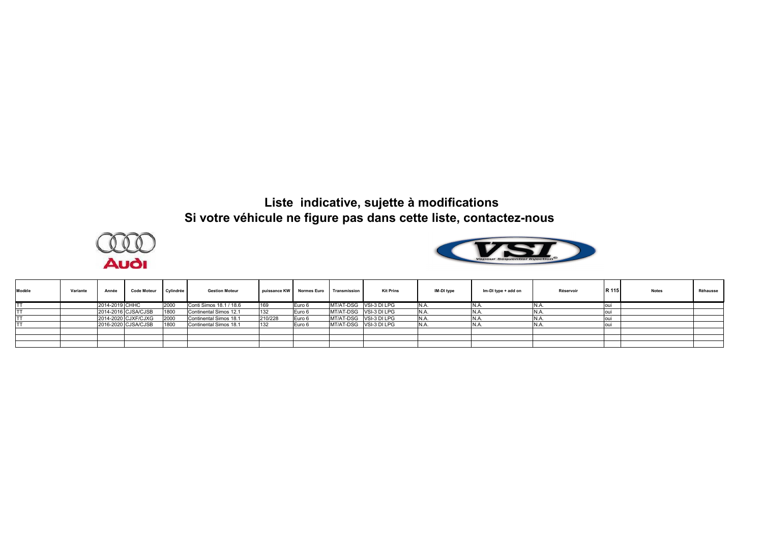**Liste indicative, sujette à modifications**
**Si votre véhicule ne figure pas dans cette liste, contactez-nous**

| Modèle | Variante | Année | Code Moteur | Cylindrée | Gestion Moteur | puissance KW | Normes Euro | Transmission | Kit Prins | IM-DI type | Im-DI type + add on | Réservoir | R 115 | Notes | Réhausse |
|---|---|---|---|---|---|---|---|---|---|---|---|---|---|---|---|
| TT | | 2014-2019 | CHHC | 2000 | Conti Simos 18.1 / 18.6 | 169 | Euro 6 | MT/AT-DSG | VSI-3 DI LPG | N.A. | N.A. | N.A. | oui | | |
| TT | | 2014-2016 | CJSA/CJSB | 1800 | Continental Simos 12.1 | 132 | Euro 6 | MT/AT-DSG | VSI-3 DI LPG | N.A. | N.A. | N.A. | oui | | |
| TT | | 2014-2020 | CJXF/CJXG | 2000 | Continental Simos 18.1 | 210/228 | Euro 6 | MT/AT-DSG | VSI-3 DI LPG | N.A. | N.A. | N.A. | oui | | |
| TT | | 2016-2020 | CJSA/CJSB | 1800 | Continental Simos 18.1 | 132 | Euro 6 | MT/AT-DSG | VSI-3 DI LPG | N.A. | N.A. | N.A. | oui | | |
| | | | | | | | | | | | | | | | |
| | | | | | | | | | | | | | | | |
| | | | | | | | | | | | | | | | |